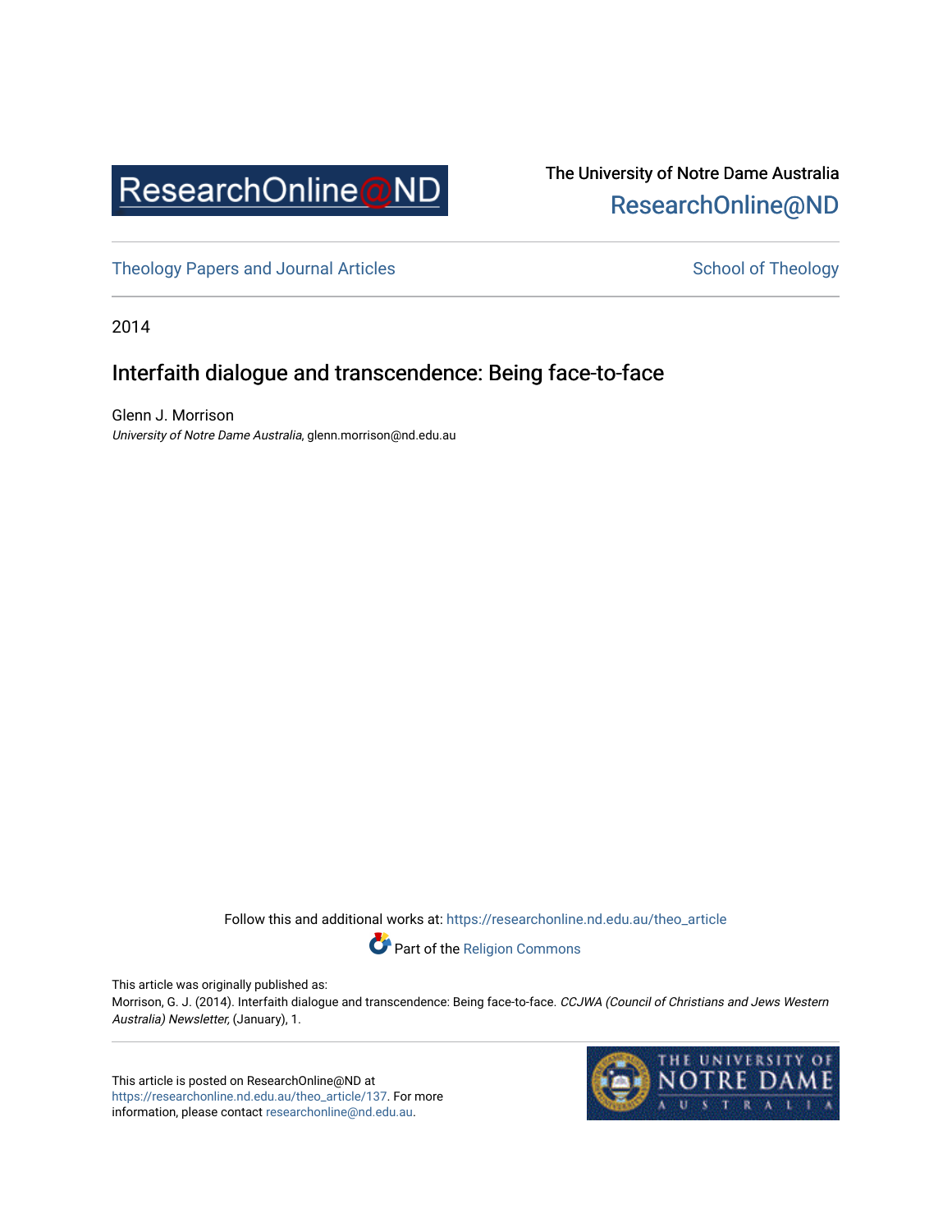ResearchOnline@ND

The University of Notre Dame Australia
ResearchOnline@ND

Theology Papers and Journal Articles

School of Theology

2014

# Interfaith dialogue and transcendence: Being face-to-face

Glenn J. Morrison
*University of Notre Dame Australia*, glenn.morrison@nd.edu.au

Follow this and additional works at: https://researchonline.nd.edu.au/theo_article

Part of the Religion Commons

This article was originally published as:
Morrison, G. J. (2014). Interfaith dialogue and transcendence: Being face-to-face. *CCJWA (Council of Christians and Jews Western Australia) Newsletter,* (January), 1.

This article is posted on ResearchOnline@ND at https://researchonline.nd.edu.au/theo_article/137. For more information, please contact researchonline@nd.edu.au.

THE UNIVERSITY OF NOTRE DAME AUSTRALIA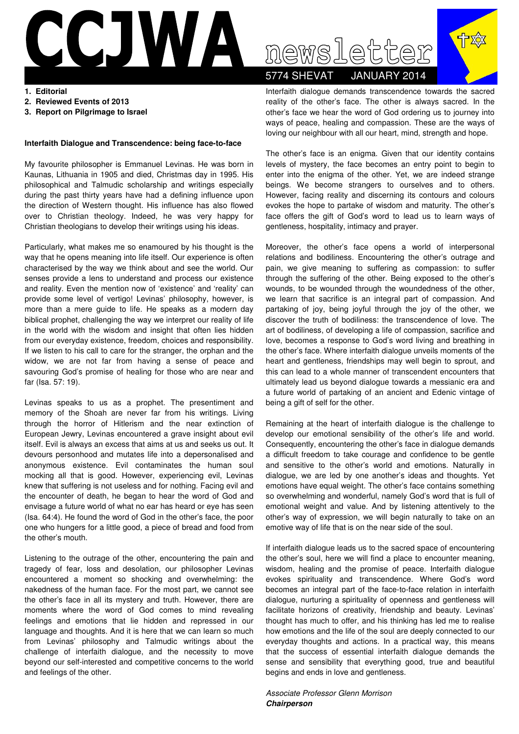# CCJWA newsletter

5774 SHEVAT JANUARY 2014

1. **Editorial**
2. **Reviewed Events of 2013**
3. **Report on Pilgrimage to Israel**

## Interfaith Dialogue and Transcendence: being face-to-face

My favourite philosopher is Emmanuel Levinas. He was born in Kaunas, Lithuania in 1905 and died, Christmas day in 1995. His philosophical and Talmudic scholarship and writings especially during the past thirty years have had a defining influence upon the direction of Western thought. His influence has also flowed over to Christian theology. Indeed, he was very happy for Christian theologians to develop their writings using his ideas.

Particularly, what makes me so enamoured by his thought is the way that he opens meaning into life itself. Our experience is often characterised by the way we think about and see the world. Our senses provide a lens to understand and process our existence and reality. Even the mention now of 'existence' and 'reality' can provide some level of vertigo! Levinas' philosophy, however, is more than a mere guide to life. He speaks as a modern day biblical prophet, challenging the way we interpret our reality of life in the world with the wisdom and insight that often lies hidden from our everyday existence, freedom, choices and responsibility. If we listen to his call to care for the stranger, the orphan and the widow, we are not far from having a sense of peace and savouring God's promise of healing for those who are near and far (Isa. 57: 19).

Levinas speaks to us as a prophet. The presentiment and memory of the Shoah are never far from his writings. Living through the horror of Hitlerism and the near extinction of European Jewry, Levinas encountered a grave insight about evil itself. Evil is always an excess that aims at us and seeks us out. It devours personhood and mutates life into a depersonalised and anonymous existence. Evil contaminates the human soul mocking all that is good. However, experiencing evil, Levinas knew that suffering is not useless and for nothing. Facing evil and the encounter of death, he began to hear the word of God and envisage a future world of what no ear has heard or eye has seen (Isa. 64:4). He found the word of God in the other's face, the poor one who hungers for a little good, a piece of bread and food from the other's mouth.

Listening to the outrage of the other, encountering the pain and tragedy of fear, loss and desolation, our philosopher Levinas encountered a moment so shocking and overwhelming: the nakedness of the human face. For the most part, we cannot see the other's face in all its mystery and truth. However, there are moments where the word of God comes to mind revealing feelings and emotions that lie hidden and repressed in our language and thoughts. And it is here that we can learn so much from Levinas' philosophy and Talmudic writings about the challenge of interfaith dialogue, and the necessity to move beyond our self-interested and competitive concerns to the world and feelings of the other.

Interfaith dialogue demands transcendence towards the sacred reality of the other's face. The other is always sacred. In the other's face we hear the word of God ordering us to journey into ways of peace, healing and compassion. These are the ways of loving our neighbour with all our heart, mind, strength and hope.

The other's face is an enigma. Given that our identity contains levels of mystery, the face becomes an entry point to begin to enter into the enigma of the other. Yet, we are indeed strange beings. We become strangers to ourselves and to others. However, facing reality and discerning its contours and colours evokes the hope to partake of wisdom and maturity. The other's face offers the gift of God's word to lead us to learn ways of gentleness, hospitality, intimacy and prayer.

Moreover, the other's face opens a world of interpersonal relations and bodiliness. Encountering the other's outrage and pain, we give meaning to suffering as compassion: to suffer through the suffering of the other. Being exposed to the other's wounds, to be wounded through the woundedness of the other, we learn that sacrifice is an integral part of compassion. And partaking of joy, being joyful through the joy of the other, we discover the truth of bodiliness: the transcendence of love. The art of bodiliness, of developing a life of compassion, sacrifice and love, becomes a response to God's word living and breathing in the other's face. Where interfaith dialogue unveils moments of the heart and gentleness, friendships may well begin to sprout, and this can lead to a whole manner of transcendent encounters that ultimately lead us beyond dialogue towards a messianic era and a future world of partaking of an ancient and Edenic vintage of being a gift of self for the other.

Remaining at the heart of interfaith dialogue is the challenge to develop our emotional sensibility of the other's life and world. Consequently, encountering the other's face in dialogue demands a difficult freedom to take courage and confidence to be gentle and sensitive to the other's world and emotions. Naturally in dialogue, we are led by one another's ideas and thoughts. Yet emotions have equal weight. The other's face contains something so overwhelming and wonderful, namely God's word that is full of emotional weight and value. And by listening attentively to the other's way of expression, we will begin naturally to take on an emotive way of life that is on the near side of the soul.

If interfaith dialogue leads us to the sacred space of encountering the other's soul, here we will find a place to encounter meaning, wisdom, healing and the promise of peace. Interfaith dialogue evokes spirituality and transcendence. Where God's word becomes an integral part of the face-to-face relation in interfaith dialogue, nurturing a spirituality of openness and gentleness will facilitate horizons of creativity, friendship and beauty. Levinas' thought has much to offer, and his thinking has led me to realise how emotions and the life of the soul are deeply connected to our everyday thoughts and actions. In a practical way, this means that the success of essential interfaith dialogue demands the sense and sensibility that everything good, true and beautiful begins and ends in love and gentleness.

*Associate Professor Glenn Morrison*
***Chairperson***